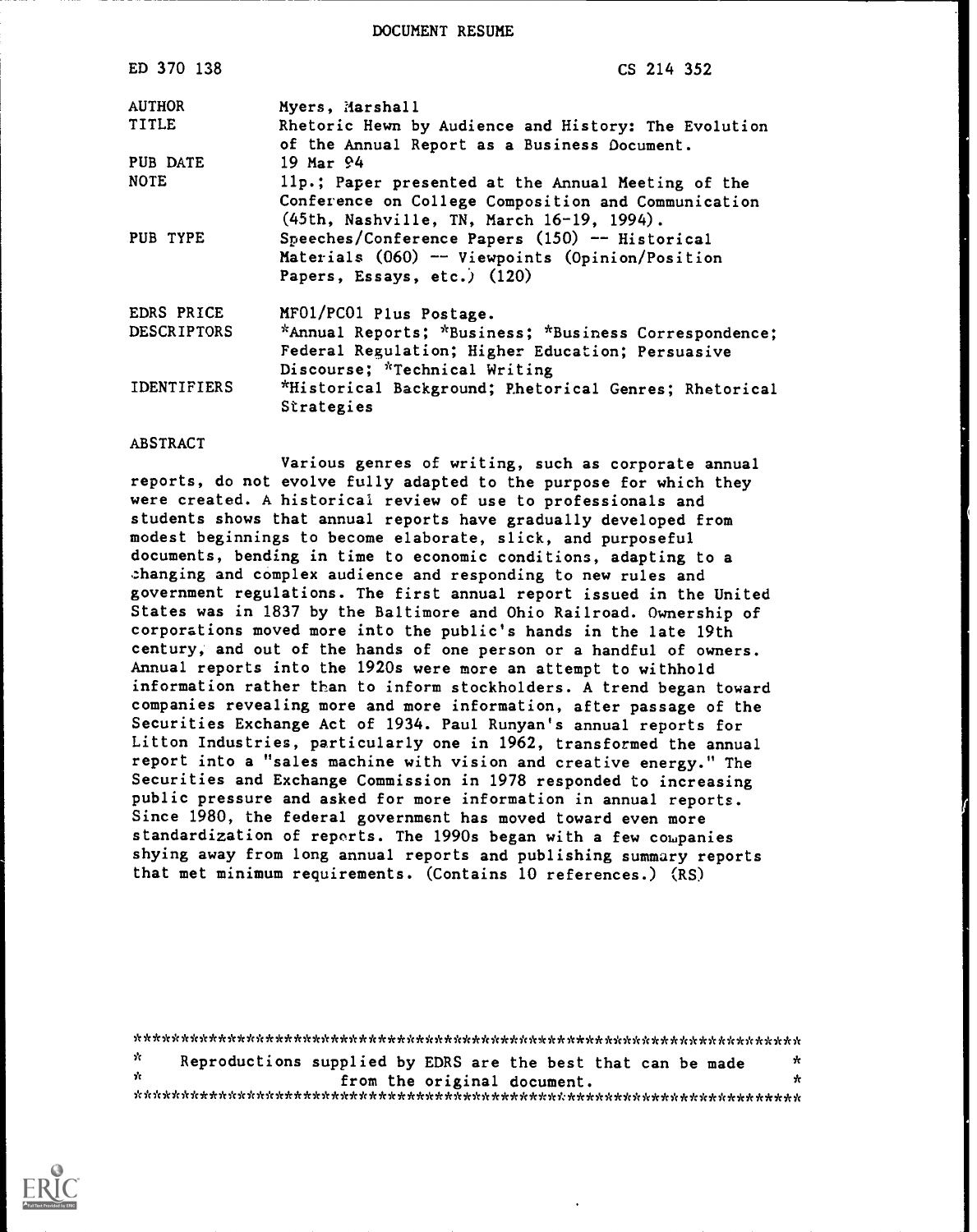DOCUMENT RESUME

| | |
|---|---|
| ED 370 138 | CS 214 352 |
| AUTHOR | Myers, Marshall |
| TITLE | Rhetoric Hewn by Audience and History: The Evolution of the Annual Report as a Business Document. |
| PUB DATE | 19 Mar 94 |
| NOTE | 11p.; Paper presented at the Annual Meeting of the Conference on College Composition and Communication (45th, Nashville, TN, March 16-19, 1994). |
| PUB TYPE | Speeches/Conference Papers (150) -- Historical Materials (060) -- Viewpoints (Opinion/Position Papers, Essays, etc.) (120) |
| EDRS PRICE | MF01/PC01 Plus Postage. |
| DESCRIPTORS | *Annual Reports; *Business; *Business Correspondence; Federal Regulation; Higher Education; Persuasive Discourse; *Technical Writing |
| IDENTIFIERS | *Historical Background; Rhetorical Genres; Rhetorical Strategies |

ABSTRACT

Various genres of writing, such as corporate annual reports, do not evolve fully adapted to the purpose for which they were created. A historical review of use to professionals and students shows that annual reports have gradually developed from modest beginnings to become elaborate, slick, and purposeful documents, bending in time to economic conditions, adapting to a changing and complex audience and responding to new rules and government regulations. The first annual report issued in the United States was in 1837 by the Baltimore and Ohio Railroad. Ownership of corporations moved more into the public's hands in the late 19th century, and out of the hands of one person or a handful of owners. Annual reports into the 1920s were more an attempt to withhold information rather than to inform stockholders. A trend began toward companies revealing more and more information, after passage of the Securities Exchange Act of 1934. Paul Runyan's annual reports for Litton Industries, particularly one in 1962, transformed the annual report into a "sales machine with vision and creative energy." The Securities and Exchange Commission in 1978 responded to increasing public pressure and asked for more information in annual reports. Since 1980, the federal government has moved toward even more standardization of reports. The 1990s began with a few companies shying away from long annual reports and publishing summary reports that met minimum requirements. (Contains 10 references.) (RS)

***********************************************************************
* Reproductions supplied by EDRS are the best that can be made *
* from the original document. *
***********************************************************************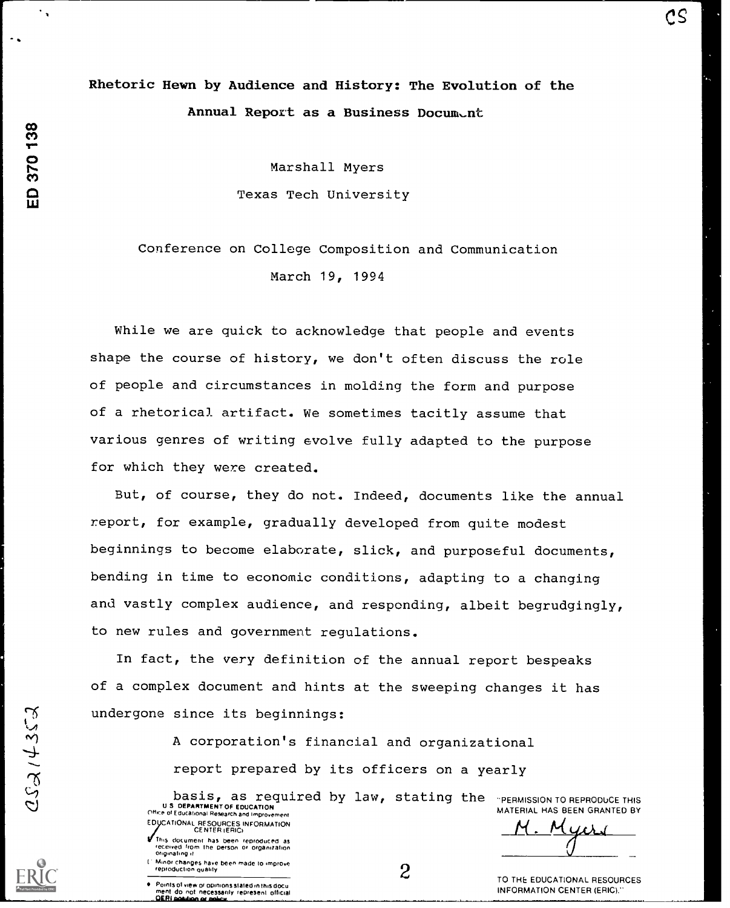Rhetoric Hewn by Audience and History: The Evolution of the Annual Report as a Business Document

Marshall Myers

Texas Tech University

Conference on College Composition and Communication

March 19, 1994

While we are quick to acknowledge that people and events shape the course of history, we don't often discuss the role of people and circumstances in molding the form and purpose of a rhetorical artifact. We sometimes tacitly assume that various genres of writing evolve fully adapted to the purpose for which they were created.

But, of course, they do not. Indeed, documents like the annual report, for example, gradually developed from quite modest beginnings to become elaborate, slick, and purposeful documents, bending in time to economic conditions, adapting to a changing and vastly complex audience, and responding, albeit begrudgingly, to new rules and government regulations.

In fact, the very definition of the annual report bespeaks of a complex document and hints at the sweeping changes it has undergone since its beginnings:

> A corporation's financial and organizational report prepared by its officers on a yearly basis, as required by law, stating the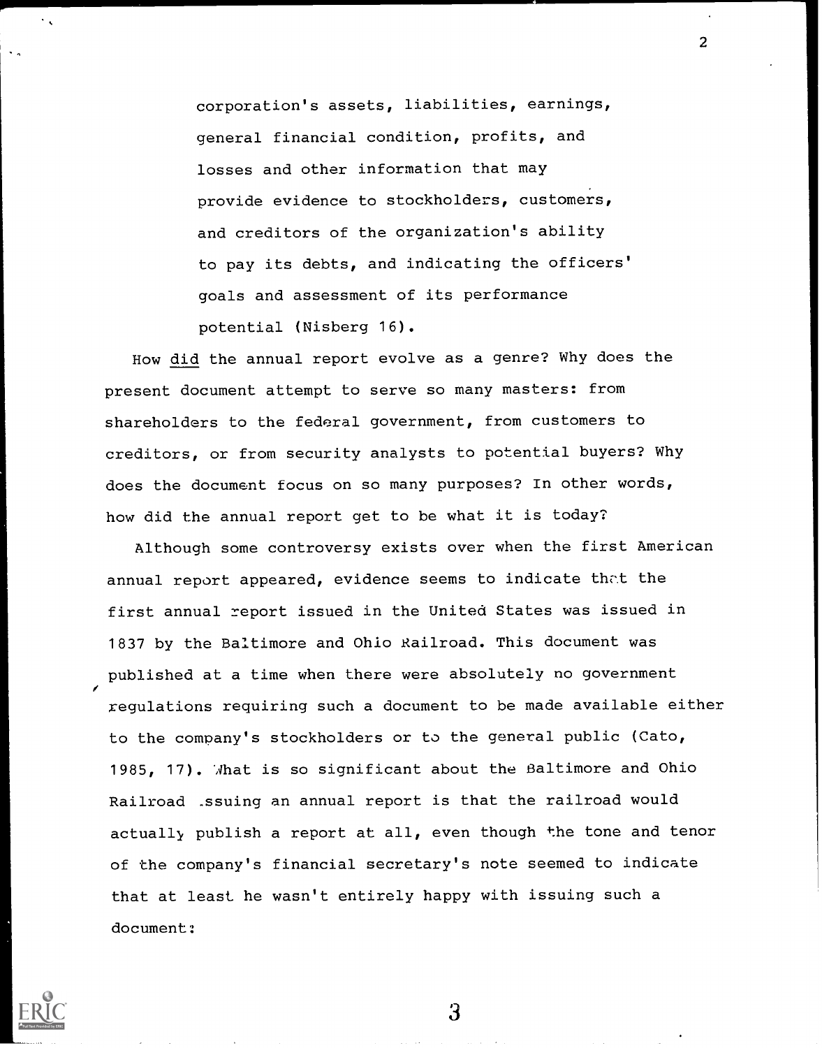> corporation's assets, liabilities, earnings, general financial condition, profits, and losses and other information that may provide evidence to stockholders, customers, and creditors of the organization's ability to pay its debts, and indicating the officers' goals and assessment of its performance potential (Nisberg 16).

How <u>did</u> the annual report evolve as a genre? Why does the present document attempt to serve so many masters: from shareholders to the federal government, from customers to creditors, or from security analysts to potential buyers? Why does the document focus on so many purposes? In other words, how did the annual report get to be what it is today?

Although some controversy exists over when the first American annual report appeared, evidence seems to indicate that the first annual report issued in the United States was issued in 1837 by the Baltimore and Ohio Railroad. This document was published at a time when there were absolutely no government regulations requiring such a document to be made available either to the company's stockholders or to the general public (Cato, 1985, 17). What is so significant about the Baltimore and Ohio Railroad issuing an annual report is that the railroad would actually publish a report at all, even though the tone and tenor of the company's financial secretary's note seemed to indicate that at least he wasn't entirely happy with issuing such a document: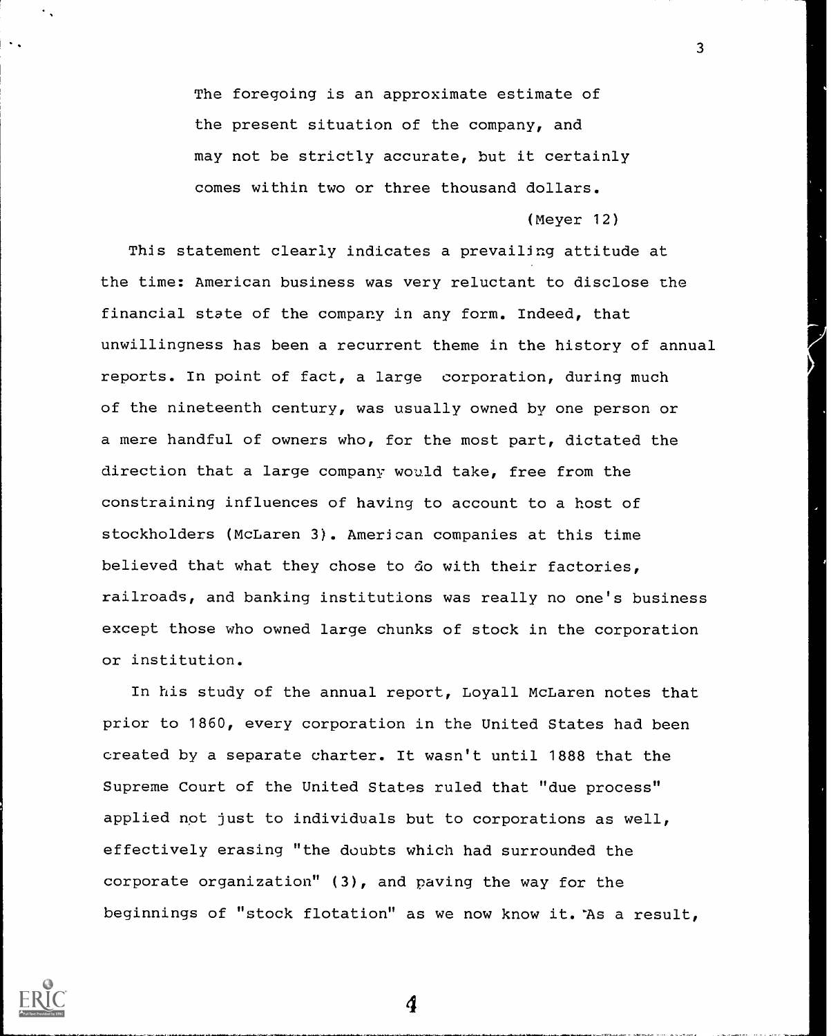> The foregoing is an approximate estimate of the present situation of the company, and may not be strictly accurate, but it certainly comes within two or three thousand dollars.
>
> (Meyer 12)

This statement clearly indicates a prevailing attitude at the time: American business was very reluctant to disclose the financial state of the company in any form. Indeed, that unwillingness has been a recurrent theme in the history of annual reports. In point of fact, a large corporation, during much of the nineteenth century, was usually owned by one person or a mere handful of owners who, for the most part, dictated the direction that a large company would take, free from the constraining influences of having to account to a host of stockholders (McLaren 3). American companies at this time believed that what they chose to do with their factories, railroads, and banking institutions was really no one's business except those who owned large chunks of stock in the corporation or institution.

In his study of the annual report, Loyall McLaren notes that prior to 1860, every corporation in the United States had been created by a separate charter. It wasn't until 1888 that the Supreme Court of the United States ruled that "due process" applied not just to individuals but to corporations as well, effectively erasing "the doubts which had surrounded the corporate organization" (3), and paving the way for the beginnings of "stock flotation" as we now know it. As a result,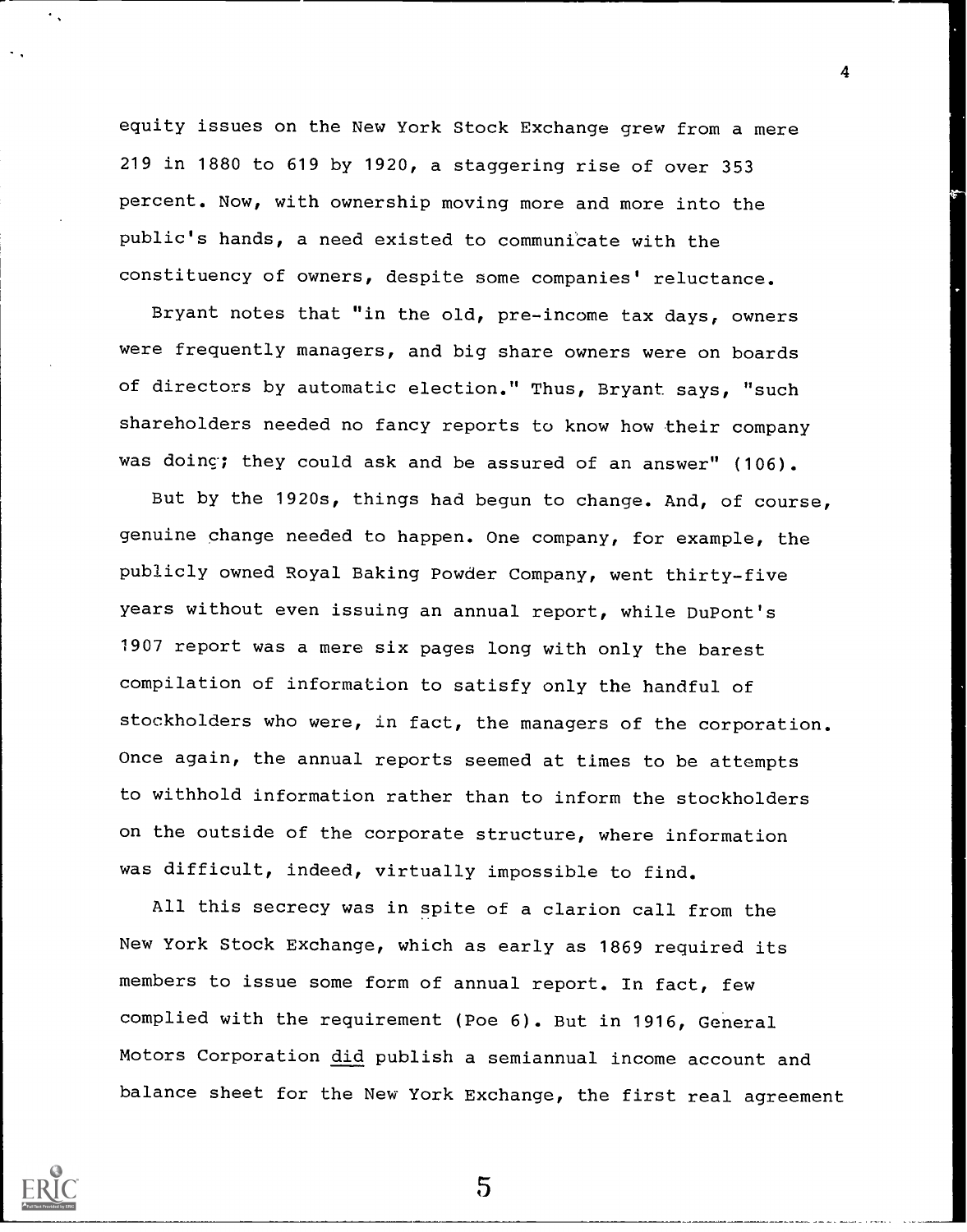equity issues on the New York Stock Exchange grew from a mere 219 in 1880 to 619 by 1920, a staggering rise of over 353 percent. Now, with ownership moving more and more into the public's hands, a need existed to communicate with the constituency of owners, despite some companies' reluctance.

Bryant notes that "in the old, pre-income tax days, owners were frequently managers, and big share owners were on boards of directors by automatic election." Thus, Bryant says, "such shareholders needed no fancy reports to know how their company was doing; they could ask and be assured of an answer" (106).

But by the 1920s, things had begun to change. And, of course, genuine change needed to happen. One company, for example, the publicly owned Royal Baking Powder Company, went thirty-five years without even issuing an annual report, while DuPont's 1907 report was a mere six pages long with only the barest compilation of information to satisfy only the handful of stockholders who were, in fact, the managers of the corporation. Once again, the annual reports seemed at times to be attempts to withhold information rather than to inform the stockholders on the outside of the corporate structure, where information was difficult, indeed, virtually impossible to find.

All this secrecy was in spite of a clarion call from the New York Stock Exchange, which as early as 1869 required its members to issue some form of annual report. In fact, few complied with the requirement (Poe 6). But in 1916, General Motors Corporation <u>did</u> publish a semiannual income account and balance sheet for the New York Exchange, the first real agreement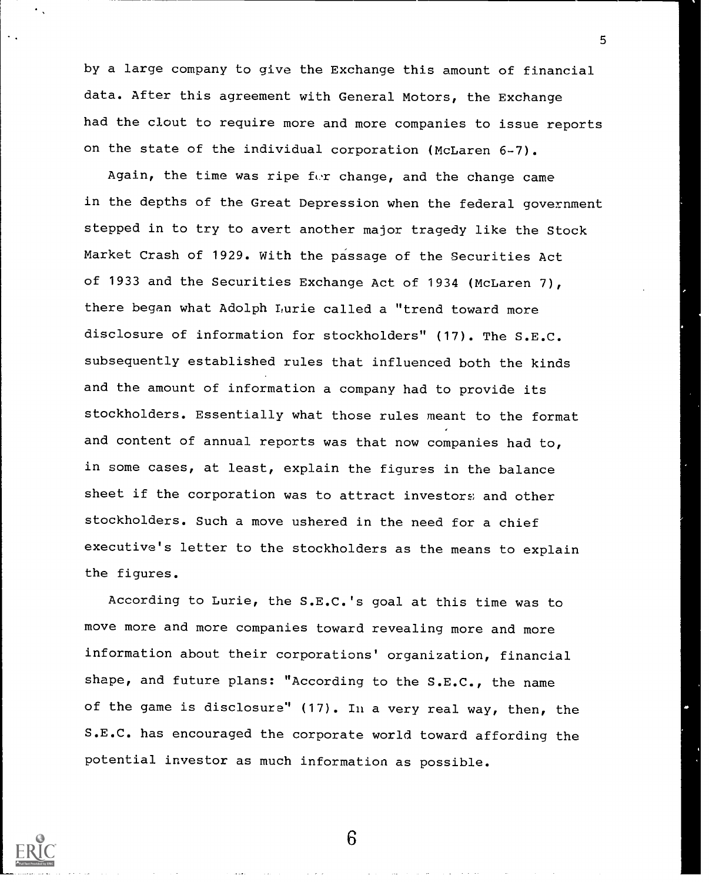by a large company to give the Exchange this amount of financial data. After this agreement with General Motors, the Exchange had the clout to require more and more companies to issue reports on the state of the individual corporation (McLaren 6-7).

Again, the time was ripe for change, and the change came in the depths of the Great Depression when the federal government stepped in to try to avert another major tragedy like the Stock Market Crash of 1929. With the passage of the Securities Act of 1933 and the Securities Exchange Act of 1934 (McLaren 7), there began what Adolph Lurie called a "trend toward more disclosure of information for stockholders" (17). The S.E.C. subsequently established rules that influenced both the kinds and the amount of information a company had to provide its stockholders. Essentially what those rules meant to the format and content of annual reports was that now companies had to, in some cases, at least, explain the figures in the balance sheet if the corporation was to attract investors and other stockholders. Such a move ushered in the need for a chief executive's letter to the stockholders as the means to explain the figures.

According to Lurie, the S.E.C.'s goal at this time was to move more and more companies toward revealing more and more information about their corporations' organization, financial shape, and future plans: "According to the S.E.C., the name of the game is disclosure" (17). In a very real way, then, the S.E.C. has encouraged the corporate world toward affording the potential investor as much information as possible.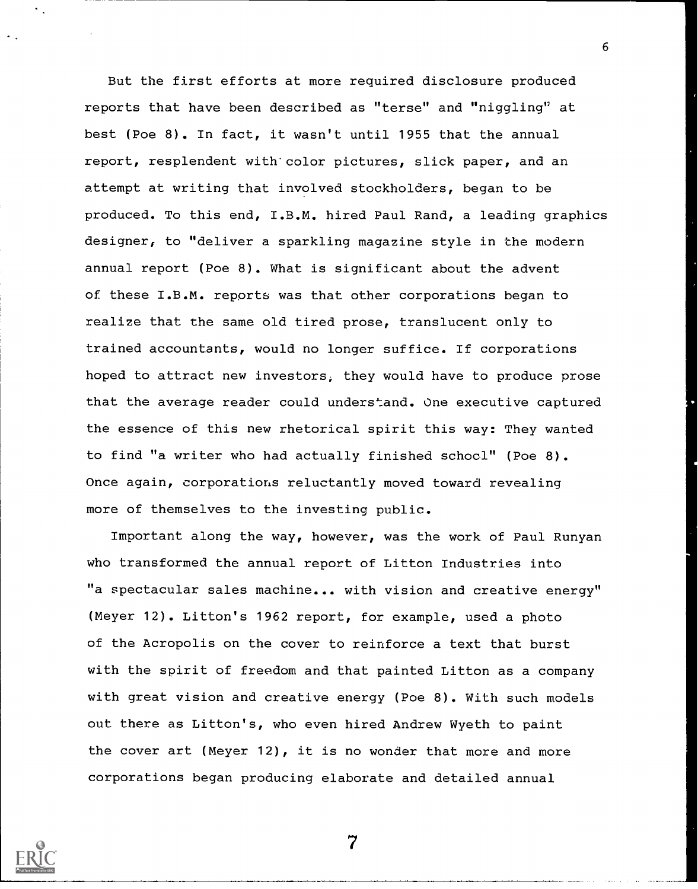But the first efforts at more required disclosure produced reports that have been described as "terse" and "niggling" at best (Poe 8). In fact, it wasn't until 1955 that the annual report, resplendent with color pictures, slick paper, and an attempt at writing that involved stockholders, began to be produced. To this end, I.B.M. hired Paul Rand, a leading graphics designer, to "deliver a sparkling magazine style in the modern annual report (Poe 8). What is significant about the advent of these I.B.M. reports was that other corporations began to realize that the same old tired prose, translucent only to trained accountants, would no longer suffice. If corporations hoped to attract new investors, they would have to produce prose that the average reader could understand. One executive captured the essence of this new rhetorical spirit this way: They wanted to find "a writer who had actually finished school" (Poe 8). Once again, corporations reluctantly moved toward revealing more of themselves to the investing public.

Important along the way, however, was the work of Paul Runyan who transformed the annual report of Litton Industries into "a spectacular sales machine... with vision and creative energy" (Meyer 12). Litton's 1962 report, for example, used a photo of the Acropolis on the cover to reinforce a text that burst with the spirit of freedom and that painted Litton as a company with great vision and creative energy (Poe 8). With such models out there as Litton's, who even hired Andrew Wyeth to paint the cover art (Meyer 12), it is no wonder that more and more corporations began producing elaborate and detailed annual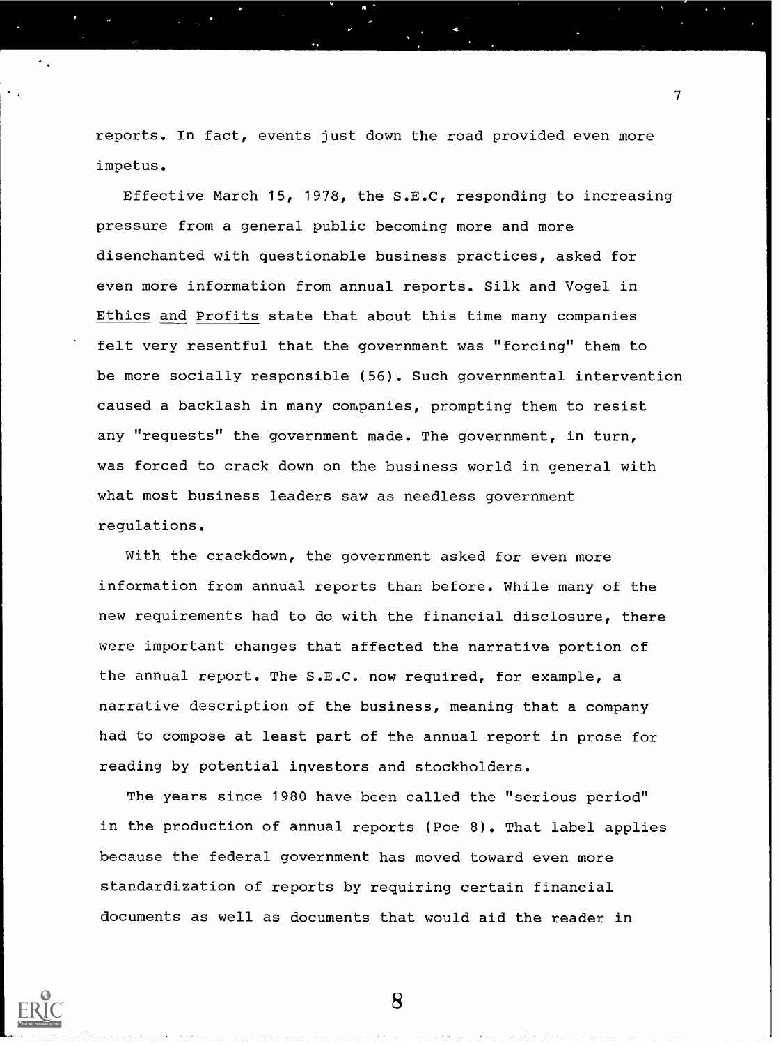reports. In fact, events just down the road provided even more impetus.

Effective March 15, 1978, the S.E.C, responding to increasing pressure from a general public becoming more and more disenchanted with questionable business practices, asked for even more information from annual reports. Silk and Vogel in Ethics and Profits state that about this time many companies felt very resentful that the government was "forcing" them to be more socially responsible (56). Such governmental intervention caused a backlash in many companies, prompting them to resist any "requests" the government made. The government, in turn, was forced to crack down on the business world in general with what most business leaders saw as needless government regulations.

With the crackdown, the government asked for even more information from annual reports than before. While many of the new requirements had to do with the financial disclosure, there were important changes that affected the narrative portion of the annual report. The S.E.C. now required, for example, a narrative description of the business, meaning that a company had to compose at least part of the annual report in prose for reading by potential investors and stockholders.

The years since 1980 have been called the "serious period" in the production of annual reports (Poe 8). That label applies because the federal government has moved toward even more standardization of reports by requiring certain financial documents as well as documents that would aid the reader in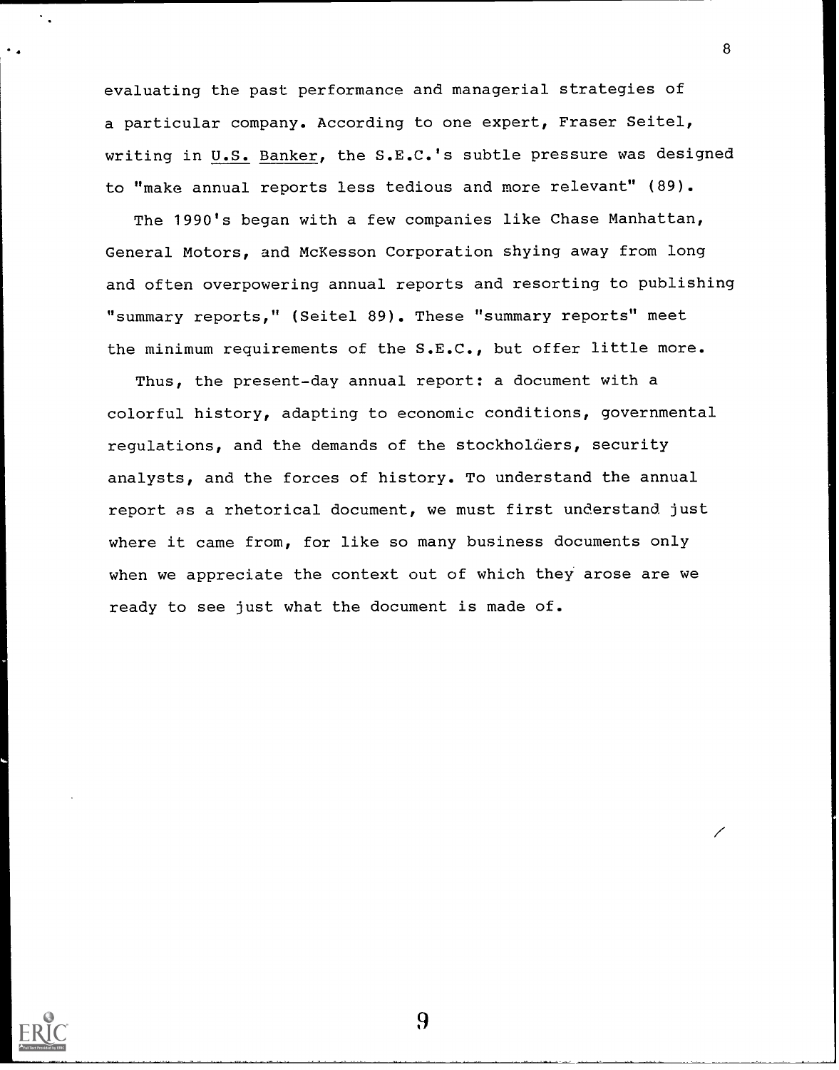evaluating the past performance and managerial strategies of a particular company. According to one expert, Fraser Seitel, writing in U.S. Banker, the S.E.C.'s subtle pressure was designed to "make annual reports less tedious and more relevant" (89).

The 1990's began with a few companies like Chase Manhattan, General Motors, and McKesson Corporation shying away from long and often overpowering annual reports and resorting to publishing "summary reports," (Seitel 89). These "summary reports" meet the minimum requirements of the S.E.C., but offer little more.

Thus, the present-day annual report: a document with a colorful history, adapting to economic conditions, governmental regulations, and the demands of the stockholders, security analysts, and the forces of history. To understand the annual report as a rhetorical document, we must first understand just where it came from, for like so many business documents only when we appreciate the context out of which they arose are we ready to see just what the document is made of.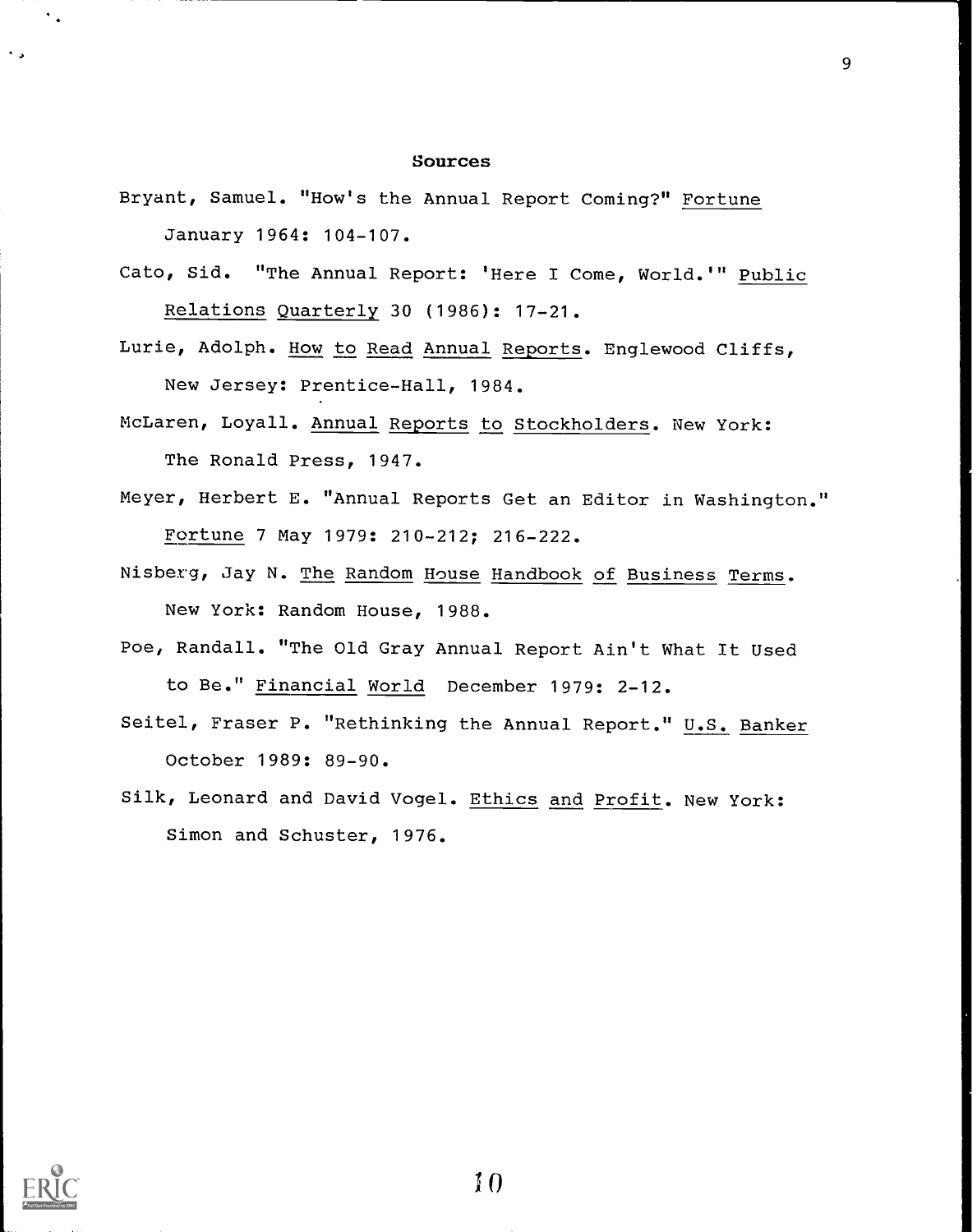## Sources

Bryant, Samuel. "How's the Annual Report Coming?" Fortune January 1964: 104-107.

Cato, Sid. "The Annual Report: 'Here I Come, World.'" Public Relations Quarterly 30 (1986): 17-21.

Lurie, Adolph. How to Read Annual Reports. Englewood Cliffs, New Jersey: Prentice-Hall, 1984.

McLaren, Loyall. Annual Reports to Stockholders. New York: The Ronald Press, 1947.

Meyer, Herbert E. "Annual Reports Get an Editor in Washington." Fortune 7 May 1979: 210-212; 216-222.

Nisberg, Jay N. The Random House Handbook of Business Terms. New York: Random House, 1988.

Poe, Randall. "The Old Gray Annual Report Ain't What It Used to Be." Financial World December 1979: 2-12.

Seitel, Fraser P. "Rethinking the Annual Report." U.S. Banker October 1989: 89-90.

Silk, Leonard and David Vogel. Ethics and Profit. New York: Simon and Schuster, 1976.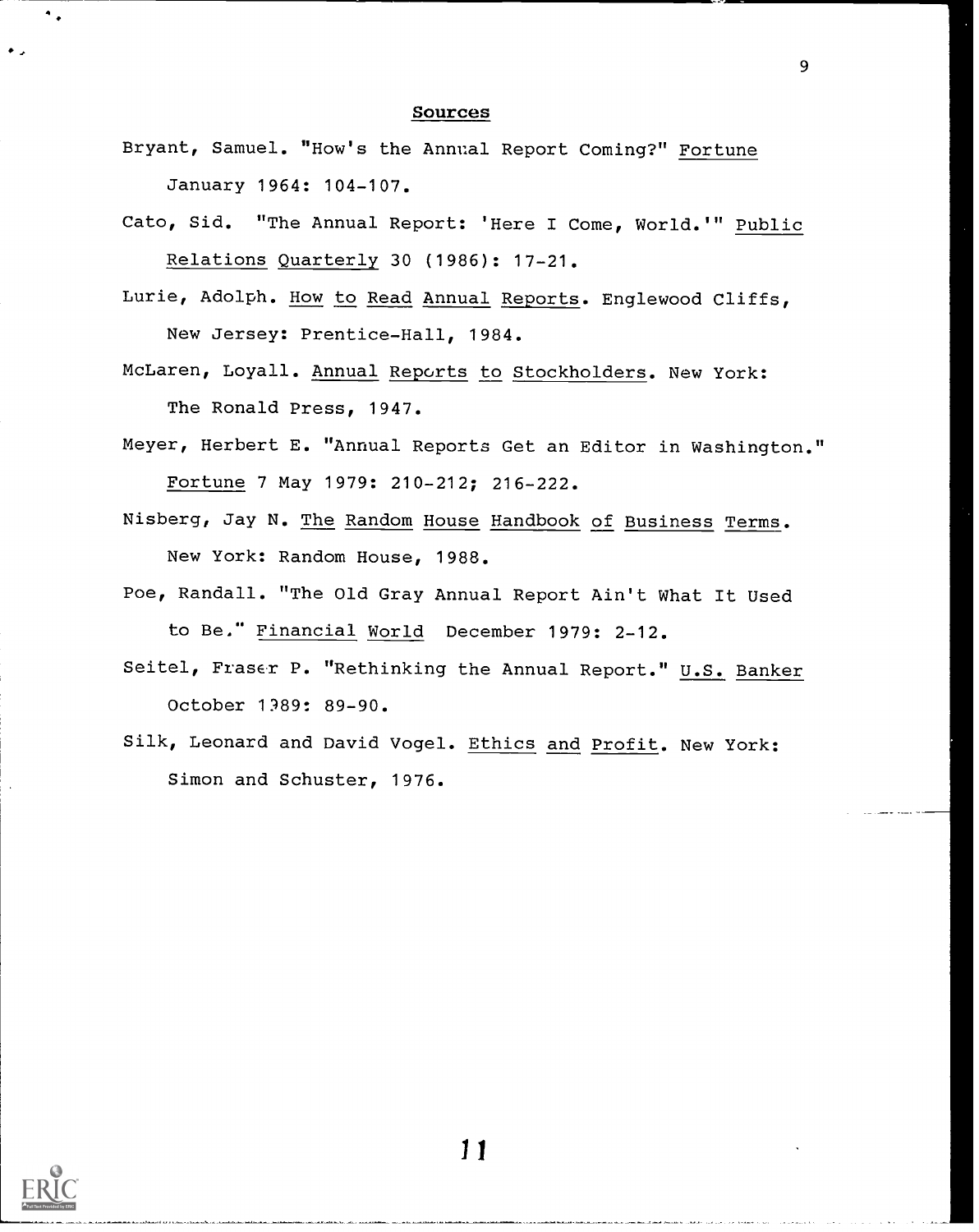## Sources

Bryant, Samuel. "How's the Annual Report Coming?" Fortune January 1964: 104-107.

Cato, Sid. "The Annual Report: 'Here I Come, World.'" Public Relations Quarterly 30 (1986): 17-21.

Lurie, Adolph. How to Read Annual Reports. Englewood Cliffs, New Jersey: Prentice-Hall, 1984.

McLaren, Loyall. Annual Reports to Stockholders. New York: The Ronald Press, 1947.

Meyer, Herbert E. "Annual Reports Get an Editor in Washington." Fortune 7 May 1979: 210-212; 216-222.

Nisberg, Jay N. The Random House Handbook of Business Terms. New York: Random House, 1988.

Poe, Randall. "The Old Gray Annual Report Ain't What It Used to Be." Financial World December 1979: 2-12.

Seitel, Fraser P. "Rethinking the Annual Report." U.S. Banker October 1989: 89-90.

Silk, Leonard and David Vogel. Ethics and Profit. New York: Simon and Schuster, 1976.